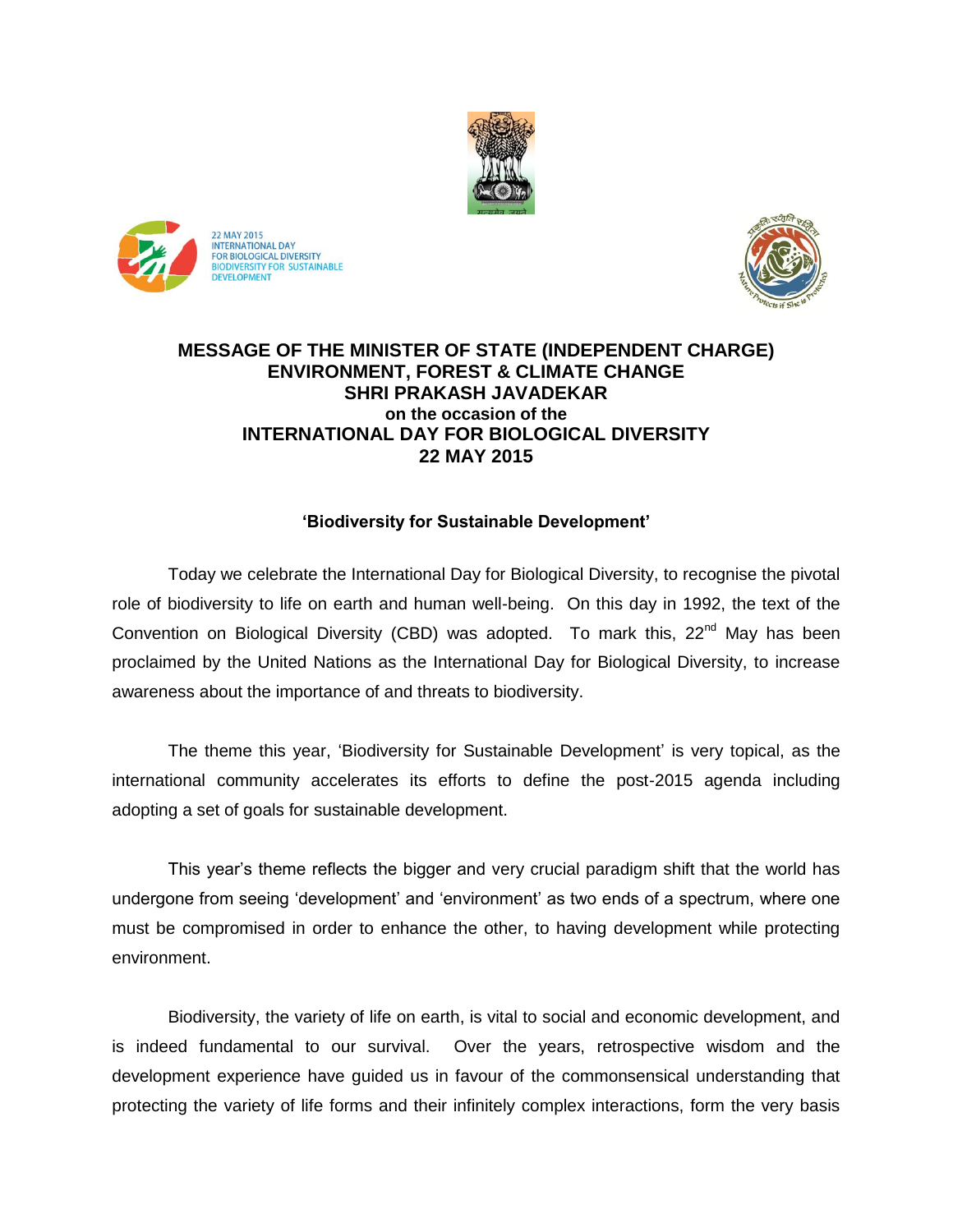22 MAY 2015
INTERNATIONAL DAY
FOR BIOLOGICAL DIVERSITY
BIODIVERSITY FOR SUSTAINABLE
DEVELOPMENT

# MESSAGE OF THE MINISTER OF STATE (INDEPENDENT CHARGE) ENVIRONMENT, FOREST & CLIMATE CHANGE SHRI PRAKASH JAVADEKAR

**on the occasion of the**

# INTERNATIONAL DAY FOR BIOLOGICAL DIVERSITY 22 MAY 2015

### 'Biodiversity for Sustainable Development'

Today we celebrate the International Day for Biological Diversity, to recognise the pivotal role of biodiversity to life on earth and human well-being. On this day in 1992, the text of the Convention on Biological Diversity (CBD) was adopted. To mark this, 22nd May has been proclaimed by the United Nations as the International Day for Biological Diversity, to increase awareness about the importance of and threats to biodiversity.

The theme this year, 'Biodiversity for Sustainable Development' is very topical, as the international community accelerates its efforts to define the post-2015 agenda including adopting a set of goals for sustainable development.

This year's theme reflects the bigger and very crucial paradigm shift that the world has undergone from seeing 'development' and 'environment' as two ends of a spectrum, where one must be compromised in order to enhance the other, to having development while protecting environment.

Biodiversity, the variety of life on earth, is vital to social and economic development, and is indeed fundamental to our survival. Over the years, retrospective wisdom and the development experience have guided us in favour of the commonsensical understanding that protecting the variety of life forms and their infinitely complex interactions, form the very basis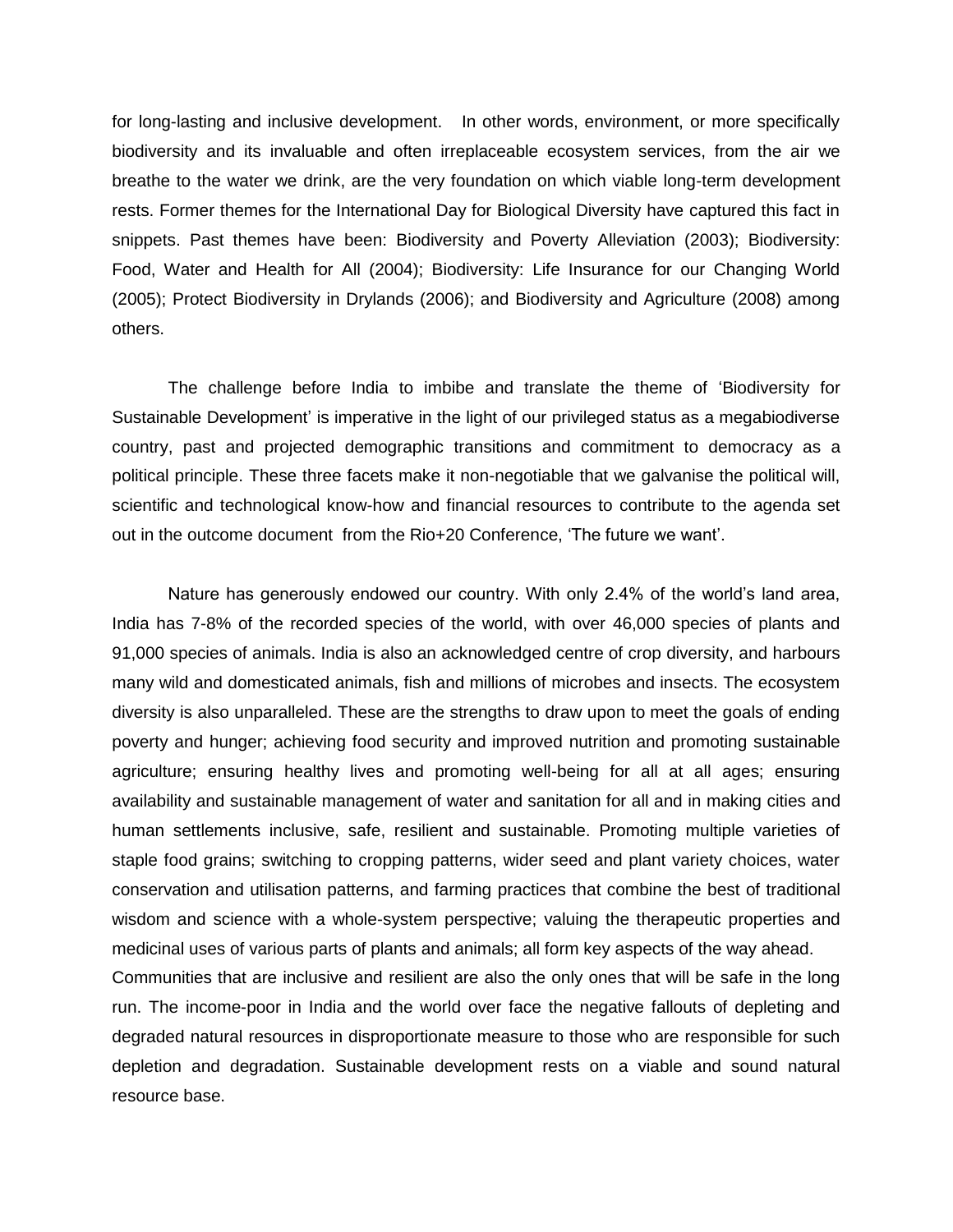for long-lasting and inclusive development. In other words, environment, or more specifically biodiversity and its invaluable and often irreplaceable ecosystem services, from the air we breathe to the water we drink, are the very foundation on which viable long-term development rests. Former themes for the International Day for Biological Diversity have captured this fact in snippets. Past themes have been: Biodiversity and Poverty Alleviation (2003); Biodiversity: Food, Water and Health for All (2004); Biodiversity: Life Insurance for our Changing World (2005); Protect Biodiversity in Drylands (2006); and Biodiversity and Agriculture (2008) among others.

The challenge before India to imbibe and translate the theme of 'Biodiversity for Sustainable Development' is imperative in the light of our privileged status as a megabiodiverse country, past and projected demographic transitions and commitment to democracy as a political principle. These three facets make it non-negotiable that we galvanise the political will, scientific and technological know-how and financial resources to contribute to the agenda set out in the outcome document from the Rio+20 Conference, 'The future we want'.

Nature has generously endowed our country. With only 2.4% of the world's land area, India has 7-8% of the recorded species of the world, with over 46,000 species of plants and 91,000 species of animals. India is also an acknowledged centre of crop diversity, and harbours many wild and domesticated animals, fish and millions of microbes and insects. The ecosystem diversity is also unparalleled. These are the strengths to draw upon to meet the goals of ending poverty and hunger; achieving food security and improved nutrition and promoting sustainable agriculture; ensuring healthy lives and promoting well-being for all at all ages; ensuring availability and sustainable management of water and sanitation for all and in making cities and human settlements inclusive, safe, resilient and sustainable. Promoting multiple varieties of staple food grains; switching to cropping patterns, wider seed and plant variety choices, water conservation and utilisation patterns, and farming practices that combine the best of traditional wisdom and science with a whole-system perspective; valuing the therapeutic properties and medicinal uses of various parts of plants and animals; all form key aspects of the way ahead.

Communities that are inclusive and resilient are also the only ones that will be safe in the long run. The income-poor in India and the world over face the negative fallouts of depleting and degraded natural resources in disproportionate measure to those who are responsible for such depletion and degradation. Sustainable development rests on a viable and sound natural resource base.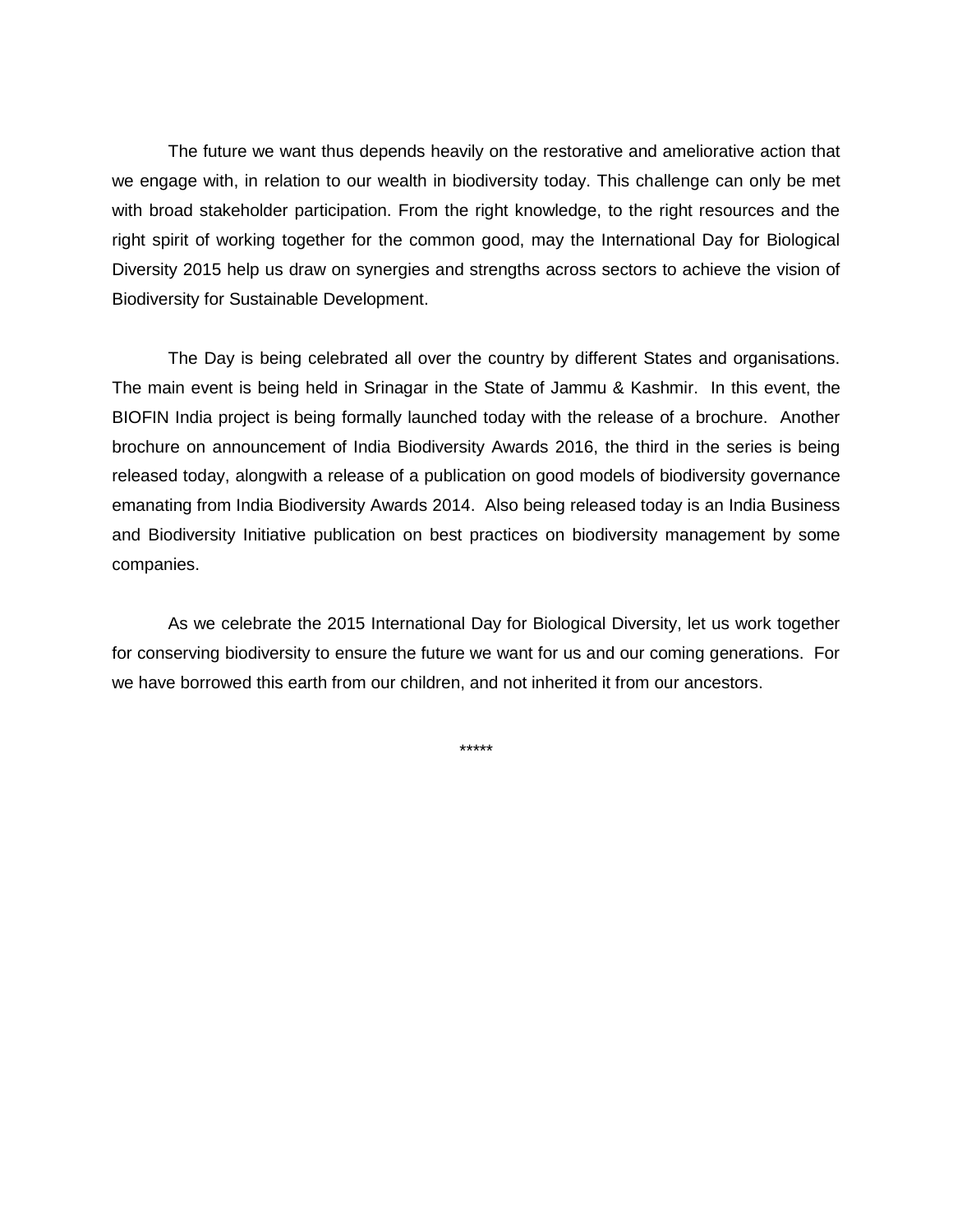The future we want thus depends heavily on the restorative and ameliorative action that we engage with, in relation to our wealth in biodiversity today. This challenge can only be met with broad stakeholder participation. From the right knowledge, to the right resources and the right spirit of working together for the common good, may the International Day for Biological Diversity 2015 help us draw on synergies and strengths across sectors to achieve the vision of Biodiversity for Sustainable Development.

The Day is being celebrated all over the country by different States and organisations. The main event is being held in Srinagar in the State of Jammu & Kashmir. In this event, the BIOFIN India project is being formally launched today with the release of a brochure. Another brochure on announcement of India Biodiversity Awards 2016, the third in the series is being released today, alongwith a release of a publication on good models of biodiversity governance emanating from India Biodiversity Awards 2014. Also being released today is an India Business and Biodiversity Initiative publication on best practices on biodiversity management by some companies.

As we celebrate the 2015 International Day for Biological Diversity, let us work together for conserving biodiversity to ensure the future we want for us and our coming generations. For we have borrowed this earth from our children, and not inherited it from our ancestors.

*****